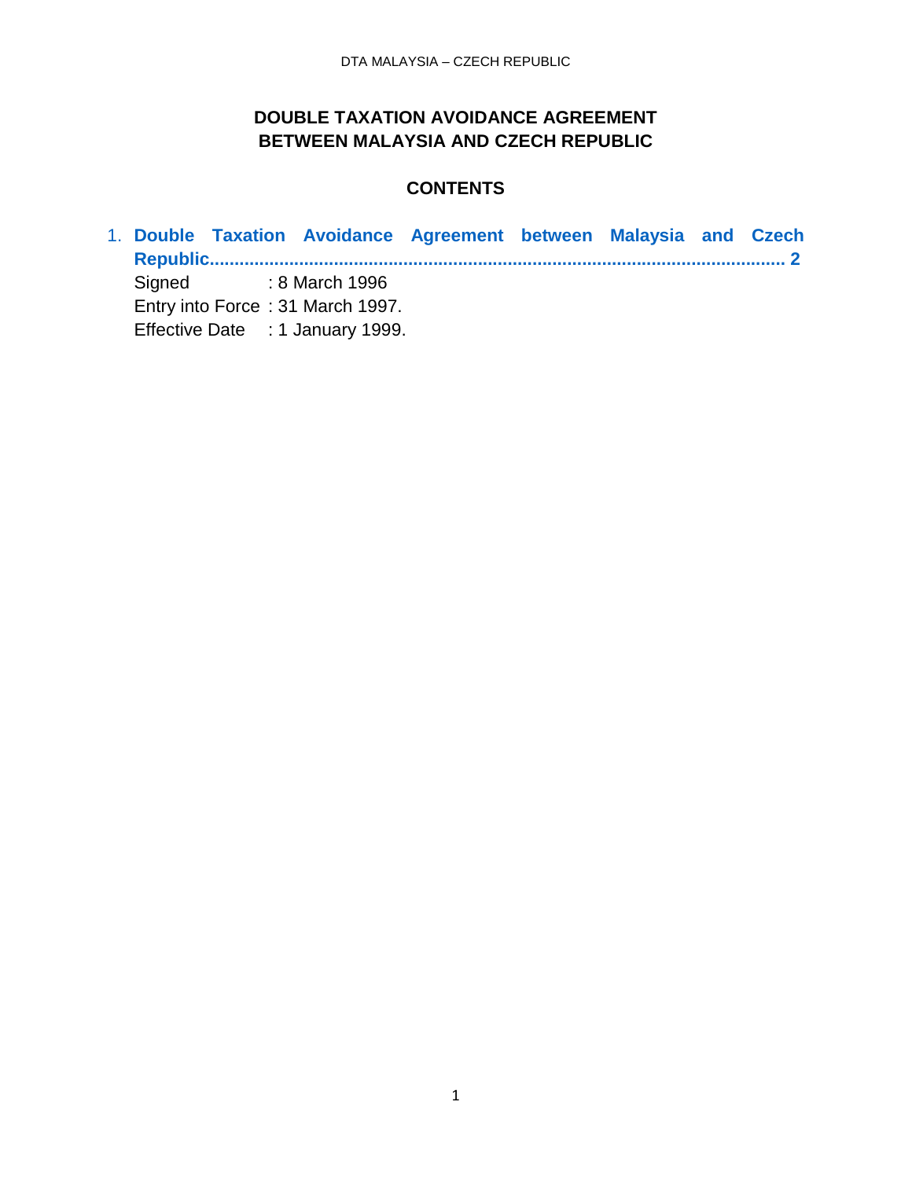# DOUBLE TAXATION AVOIDANCE AGREEMENT BETWEEN MALAYSIA AND CZECH REPUBLIC

## CONTENTS

1. **Double Taxation Avoidance Agreement between Malaysia and Czech Republic........................................................................................................... 2**

   Signed : 8 March 1996

   Entry into Force : 31 March 1997.

   Effective Date : 1 January 1999.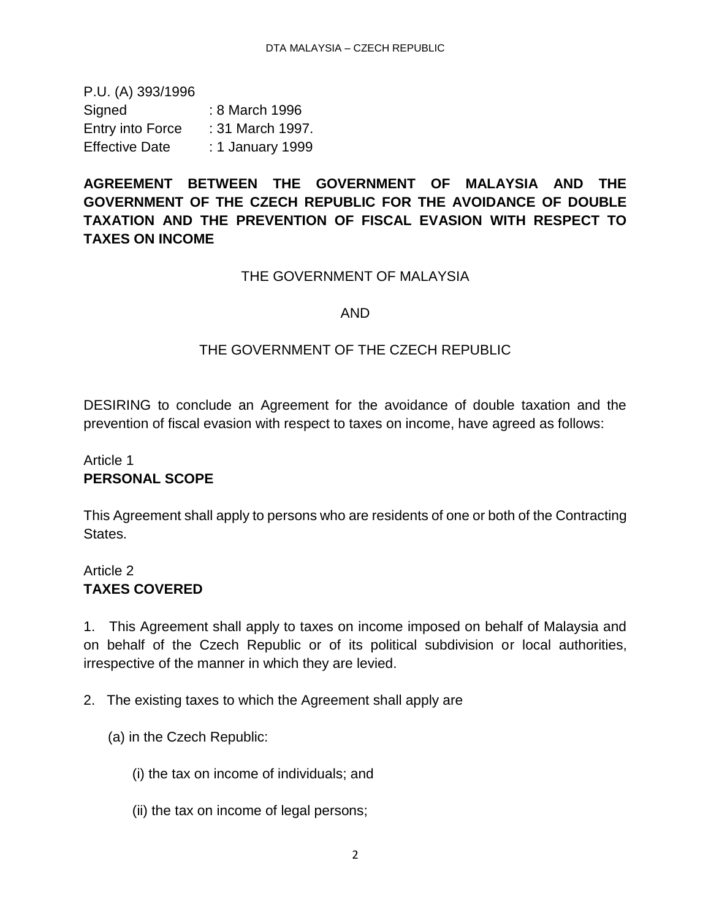P.U. (A) 393/1996

Signed : 8 March 1996

Entry into Force : 31 March 1997.

Effective Date : 1 January 1999

**AGREEMENT BETWEEN THE GOVERNMENT OF MALAYSIA AND THE GOVERNMENT OF THE CZECH REPUBLIC FOR THE AVOIDANCE OF DOUBLE TAXATION AND THE PREVENTION OF FISCAL EVASION WITH RESPECT TO TAXES ON INCOME**

THE GOVERNMENT OF MALAYSIA

AND

THE GOVERNMENT OF THE CZECH REPUBLIC

DESIRING to conclude an Agreement for the avoidance of double taxation and the prevention of fiscal evasion with respect to taxes on income, have agreed as follows:

Article 1
**PERSONAL SCOPE**

This Agreement shall apply to persons who are residents of one or both of the Contracting States.

Article 2
**TAXES COVERED**

1. This Agreement shall apply to taxes on income imposed on behalf of Malaysia and on behalf of the Czech Republic or of its political subdivision or local authorities, irrespective of the manner in which they are levied.

2. The existing taxes to which the Agreement shall apply are

(a) in the Czech Republic:

(i) the tax on income of individuals; and

(ii) the tax on income of legal persons;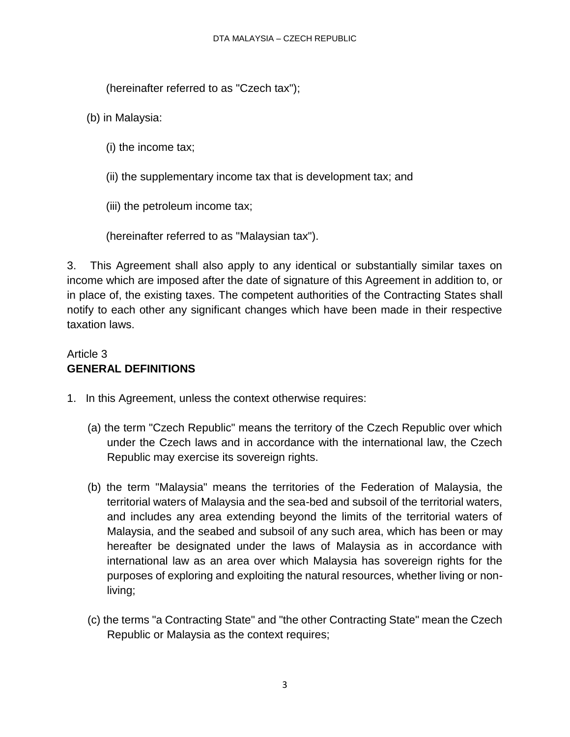(hereinafter referred to as "Czech tax");

(b) in Malaysia:

(i) the income tax;

(ii) the supplementary income tax that is development tax; and

(iii) the petroleum income tax;

(hereinafter referred to as "Malaysian tax").

3. This Agreement shall also apply to any identical or substantially similar taxes on income which are imposed after the date of signature of this Agreement in addition to, or in place of, the existing taxes. The competent authorities of the Contracting States shall notify to each other any significant changes which have been made in their respective taxation laws.

## Article 3
## **GENERAL DEFINITIONS**

1. In this Agreement, unless the context otherwise requires:

(a) the term "Czech Republic" means the territory of the Czech Republic over which under the Czech laws and in accordance with the international law, the Czech Republic may exercise its sovereign rights.

(b) the term "Malaysia" means the territories of the Federation of Malaysia, the territorial waters of Malaysia and the sea-bed and subsoil of the territorial waters, and includes any area extending beyond the limits of the territorial waters of Malaysia, and the seabed and subsoil of any such area, which has been or may hereafter be designated under the laws of Malaysia as in accordance with international law as an area over which Malaysia has sovereign rights for the purposes of exploring and exploiting the natural resources, whether living or non-living;

(c) the terms "a Contracting State" and "the other Contracting State" mean the Czech Republic or Malaysia as the context requires;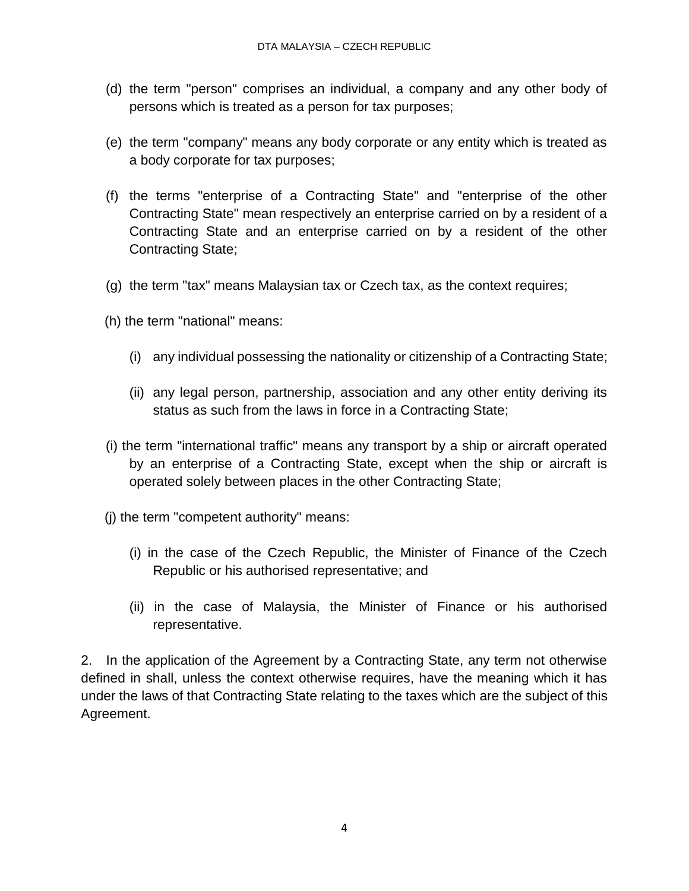(d) the term "person" comprises an individual, a company and any other body of persons which is treated as a person for tax purposes;

(e) the term "company" means any body corporate or any entity which is treated as a body corporate for tax purposes;

(f) the terms "enterprise of a Contracting State" and "enterprise of the other Contracting State" mean respectively an enterprise carried on by a resident of a Contracting State and an enterprise carried on by a resident of the other Contracting State;

(g) the term "tax" means Malaysian tax or Czech tax, as the context requires;

(h) the term "national" means:

(i) any individual possessing the nationality or citizenship of a Contracting State;

(ii) any legal person, partnership, association and any other entity deriving its status as such from the laws in force in a Contracting State;

(i) the term "international traffic" means any transport by a ship or aircraft operated by an enterprise of a Contracting State, except when the ship or aircraft is operated solely between places in the other Contracting State;

(j) the term "competent authority" means:

(i) in the case of the Czech Republic, the Minister of Finance of the Czech Republic or his authorised representative; and

(ii) in the case of Malaysia, the Minister of Finance or his authorised representative.

2. In the application of the Agreement by a Contracting State, any term not otherwise defined in shall, unless the context otherwise requires, have the meaning which it has under the laws of that Contracting State relating to the taxes which are the subject of this Agreement.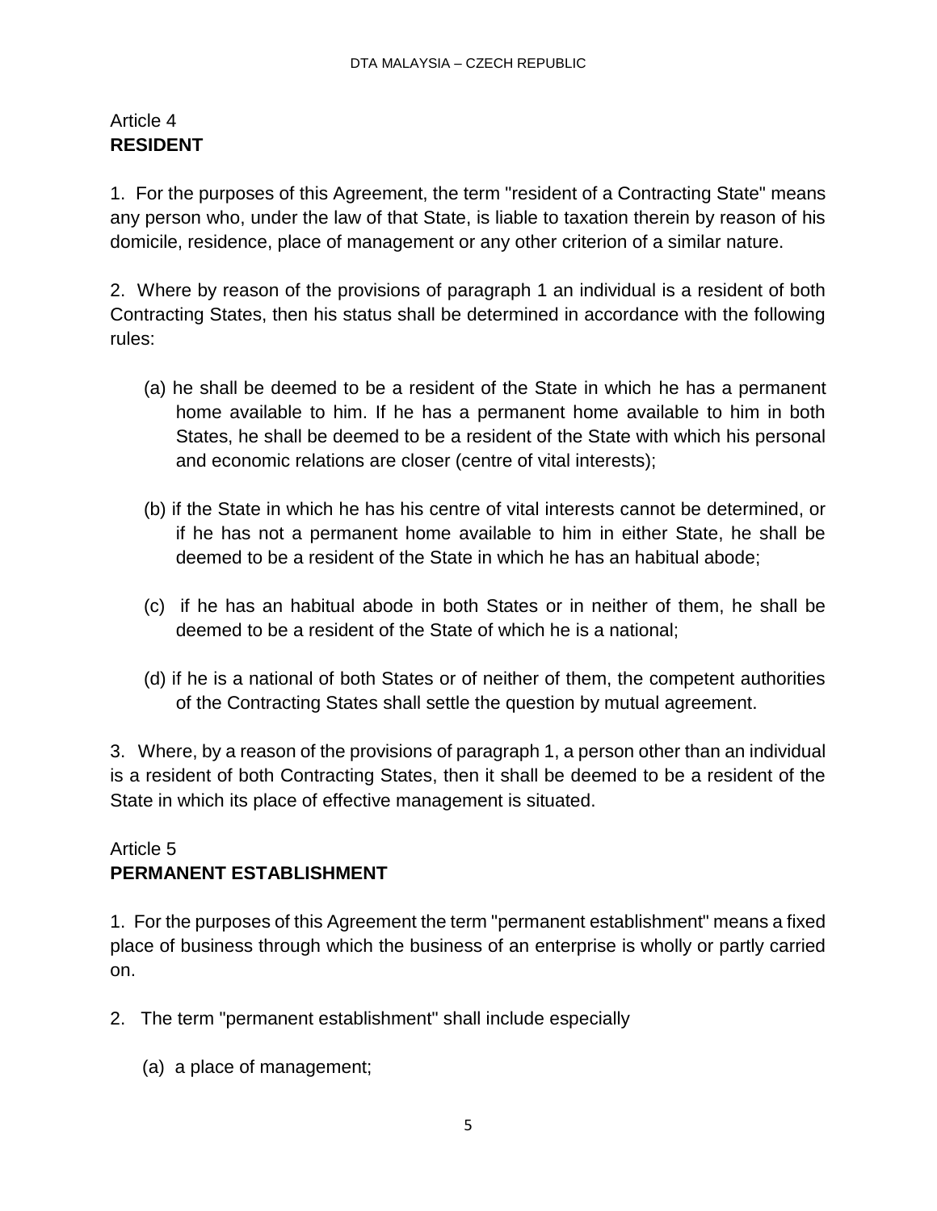## Article 4
**RESIDENT**

1. For the purposes of this Agreement, the term "resident of a Contracting State" means any person who, under the law of that State, is liable to taxation therein by reason of his domicile, residence, place of management or any other criterion of a similar nature.

2. Where by reason of the provisions of paragraph 1 an individual is a resident of both Contracting States, then his status shall be determined in accordance with the following rules:

(a) he shall be deemed to be a resident of the State in which he has a permanent home available to him. If he has a permanent home available to him in both States, he shall be deemed to be a resident of the State with which his personal and economic relations are closer (centre of vital interests);

(b) if the State in which he has his centre of vital interests cannot be determined, or if he has not a permanent home available to him in either State, he shall be deemed to be a resident of the State in which he has an habitual abode;

(c) if he has an habitual abode in both States or in neither of them, he shall be deemed to be a resident of the State of which he is a national;

(d) if he is a national of both States or of neither of them, the competent authorities of the Contracting States shall settle the question by mutual agreement.

3. Where, by a reason of the provisions of paragraph 1, a person other than an individual is a resident of both Contracting States, then it shall be deemed to be a resident of the State in which its place of effective management is situated.

## Article 5
**PERMANENT ESTABLISHMENT**

1. For the purposes of this Agreement the term "permanent establishment" means a fixed place of business through which the business of an enterprise is wholly or partly carried on.

2. The term "permanent establishment" shall include especially

(a) a place of management;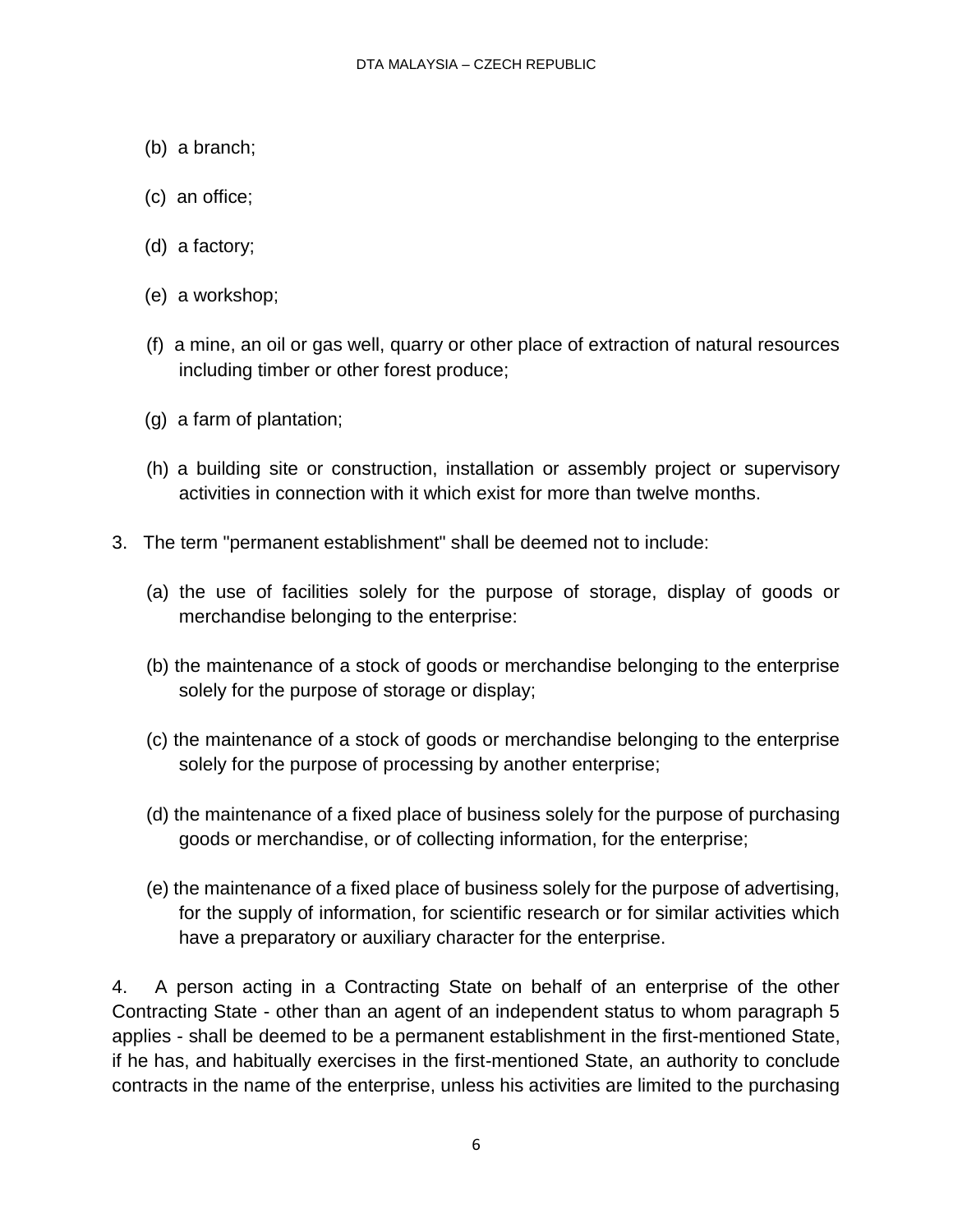(b) a branch;

(c) an office;

(d) a factory;

(e) a workshop;

(f) a mine, an oil or gas well, quarry or other place of extraction of natural resources including timber or other forest produce;

(g) a farm of plantation;

(h) a building site or construction, installation or assembly project or supervisory activities in connection with it which exist for more than twelve months.

3. The term "permanent establishment" shall be deemed not to include:

(a) the use of facilities solely for the purpose of storage, display of goods or merchandise belonging to the enterprise:

(b) the maintenance of a stock of goods or merchandise belonging to the enterprise solely for the purpose of storage or display;

(c) the maintenance of a stock of goods or merchandise belonging to the enterprise solely for the purpose of processing by another enterprise;

(d) the maintenance of a fixed place of business solely for the purpose of purchasing goods or merchandise, or of collecting information, for the enterprise;

(e) the maintenance of a fixed place of business solely for the purpose of advertising, for the supply of information, for scientific research or for similar activities which have a preparatory or auxiliary character for the enterprise.

4. A person acting in a Contracting State on behalf of an enterprise of the other Contracting State - other than an agent of an independent status to whom paragraph 5 applies - shall be deemed to be a permanent establishment in the first-mentioned State, if he has, and habitually exercises in the first-mentioned State, an authority to conclude contracts in the name of the enterprise, unless his activities are limited to the purchasing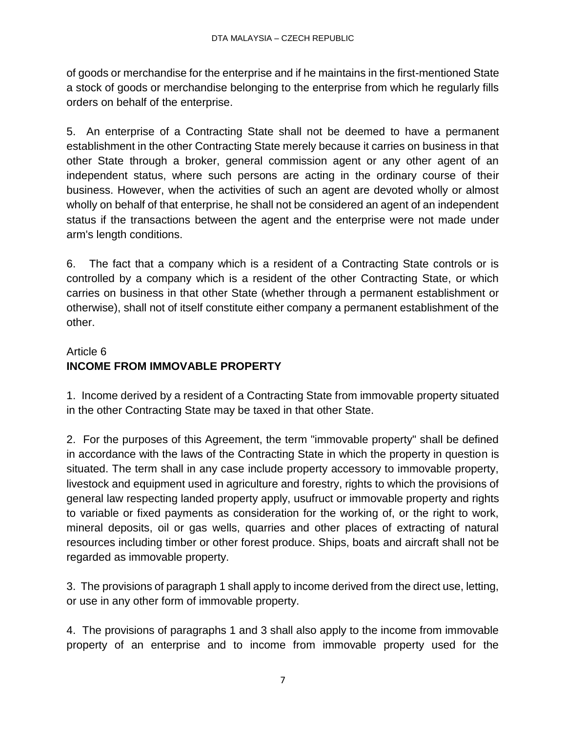of goods or merchandise for the enterprise and if he maintains in the first-mentioned State a stock of goods or merchandise belonging to the enterprise from which he regularly fills orders on behalf of the enterprise.

5. An enterprise of a Contracting State shall not be deemed to have a permanent establishment in the other Contracting State merely because it carries on business in that other State through a broker, general commission agent or any other agent of an independent status, where such persons are acting in the ordinary course of their business. However, when the activities of such an agent are devoted wholly or almost wholly on behalf of that enterprise, he shall not be considered an agent of an independent status if the transactions between the agent and the enterprise were not made under arm's length conditions.

6. The fact that a company which is a resident of a Contracting State controls or is controlled by a company which is a resident of the other Contracting State, or which carries on business in that other State (whether through a permanent establishment or otherwise), shall not of itself constitute either company a permanent establishment of the other.

## Article 6
## INCOME FROM IMMOVABLE PROPERTY

1. Income derived by a resident of a Contracting State from immovable property situated in the other Contracting State may be taxed in that other State.

2. For the purposes of this Agreement, the term "immovable property" shall be defined in accordance with the laws of the Contracting State in which the property in question is situated. The term shall in any case include property accessory to immovable property, livestock and equipment used in agriculture and forestry, rights to which the provisions of general law respecting landed property apply, usufruct or immovable property and rights to variable or fixed payments as consideration for the working of, or the right to work, mineral deposits, oil or gas wells, quarries and other places of extracting of natural resources including timber or other forest produce. Ships, boats and aircraft shall not be regarded as immovable property.

3. The provisions of paragraph 1 shall apply to income derived from the direct use, letting, or use in any other form of immovable property.

4. The provisions of paragraphs 1 and 3 shall also apply to the income from immovable property of an enterprise and to income from immovable property used for the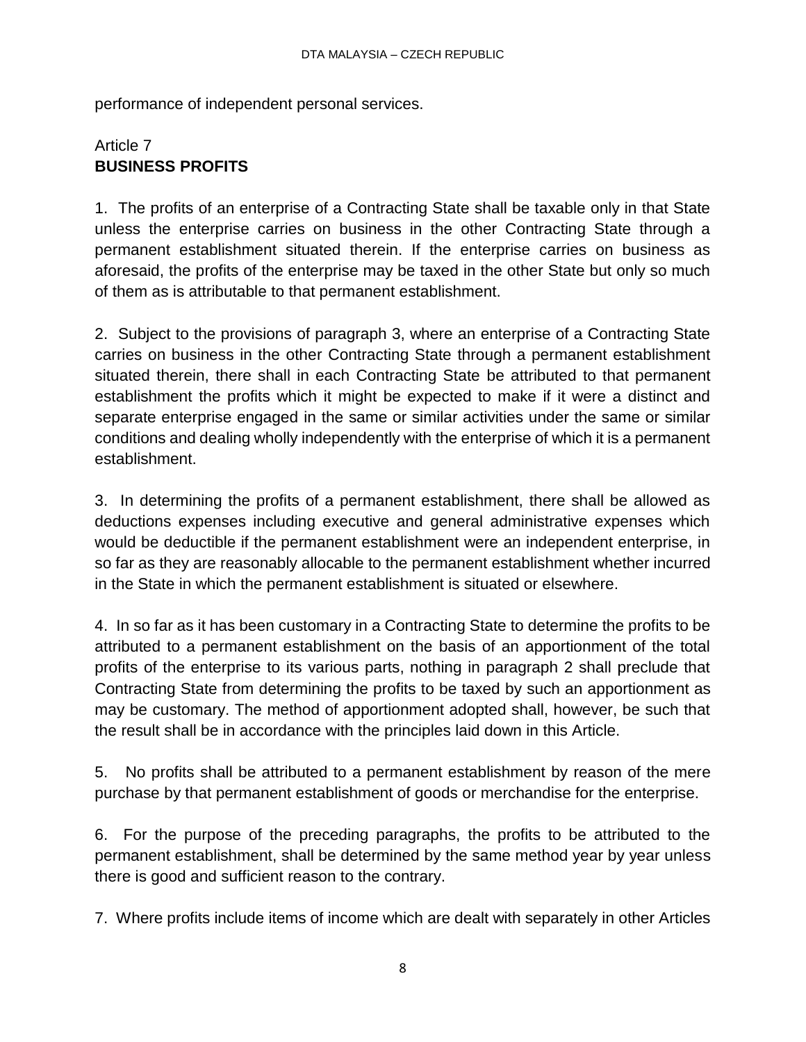performance of independent personal services.

## Article 7
## BUSINESS PROFITS

1. The profits of an enterprise of a Contracting State shall be taxable only in that State unless the enterprise carries on business in the other Contracting State through a permanent establishment situated therein. If the enterprise carries on business as aforesaid, the profits of the enterprise may be taxed in the other State but only so much of them as is attributable to that permanent establishment.

2. Subject to the provisions of paragraph 3, where an enterprise of a Contracting State carries on business in the other Contracting State through a permanent establishment situated therein, there shall in each Contracting State be attributed to that permanent establishment the profits which it might be expected to make if it were a distinct and separate enterprise engaged in the same or similar activities under the same or similar conditions and dealing wholly independently with the enterprise of which it is a permanent establishment.

3. In determining the profits of a permanent establishment, there shall be allowed as deductions expenses including executive and general administrative expenses which would be deductible if the permanent establishment were an independent enterprise, in so far as they are reasonably allocable to the permanent establishment whether incurred in the State in which the permanent establishment is situated or elsewhere.

4. In so far as it has been customary in a Contracting State to determine the profits to be attributed to a permanent establishment on the basis of an apportionment of the total profits of the enterprise to its various parts, nothing in paragraph 2 shall preclude that Contracting State from determining the profits to be taxed by such an apportionment as may be customary. The method of apportionment adopted shall, however, be such that the result shall be in accordance with the principles laid down in this Article.

5. No profits shall be attributed to a permanent establishment by reason of the mere purchase by that permanent establishment of goods or merchandise for the enterprise.

6. For the purpose of the preceding paragraphs, the profits to be attributed to the permanent establishment, shall be determined by the same method year by year unless there is good and sufficient reason to the contrary.

7. Where profits include items of income which are dealt with separately in other Articles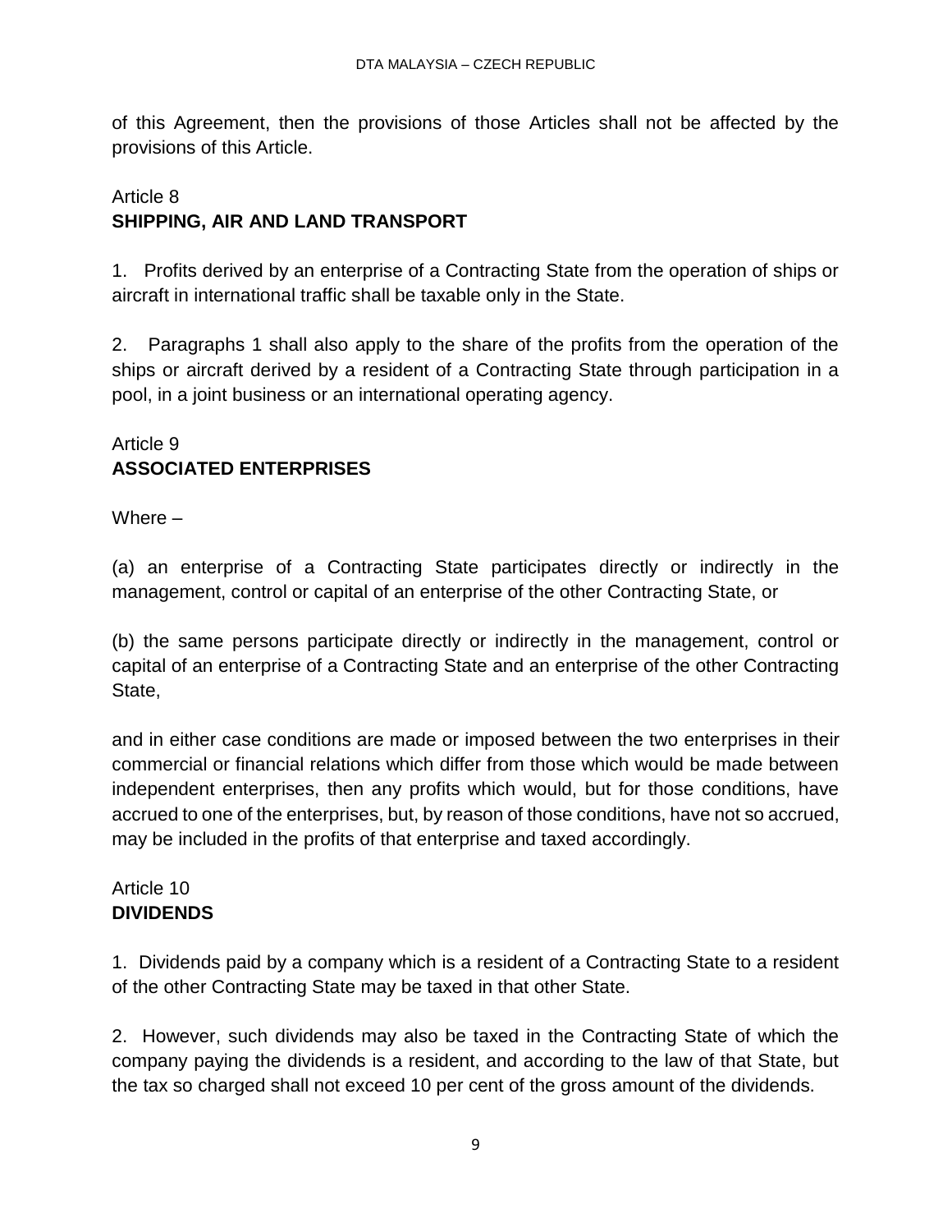of this Agreement, then the provisions of those Articles shall not be affected by the provisions of this Article.

Article 8
**SHIPPING, AIR AND LAND TRANSPORT**

1. Profits derived by an enterprise of a Contracting State from the operation of ships or aircraft in international traffic shall be taxable only in the State.

2. Paragraphs 1 shall also apply to the share of the profits from the operation of the ships or aircraft derived by a resident of a Contracting State through participation in a pool, in a joint business or an international operating agency.

Article 9
**ASSOCIATED ENTERPRISES**

Where –

(a) an enterprise of a Contracting State participates directly or indirectly in the management, control or capital of an enterprise of the other Contracting State, or

(b) the same persons participate directly or indirectly in the management, control or capital of an enterprise of a Contracting State and an enterprise of the other Contracting State,

and in either case conditions are made or imposed between the two enterprises in their commercial or financial relations which differ from those which would be made between independent enterprises, then any profits which would, but for those conditions, have accrued to one of the enterprises, but, by reason of those conditions, have not so accrued, may be included in the profits of that enterprise and taxed accordingly.

Article 10
**DIVIDENDS**

1. Dividends paid by a company which is a resident of a Contracting State to a resident of the other Contracting State may be taxed in that other State.

2. However, such dividends may also be taxed in the Contracting State of which the company paying the dividends is a resident, and according to the law of that State, but the tax so charged shall not exceed 10 per cent of the gross amount of the dividends.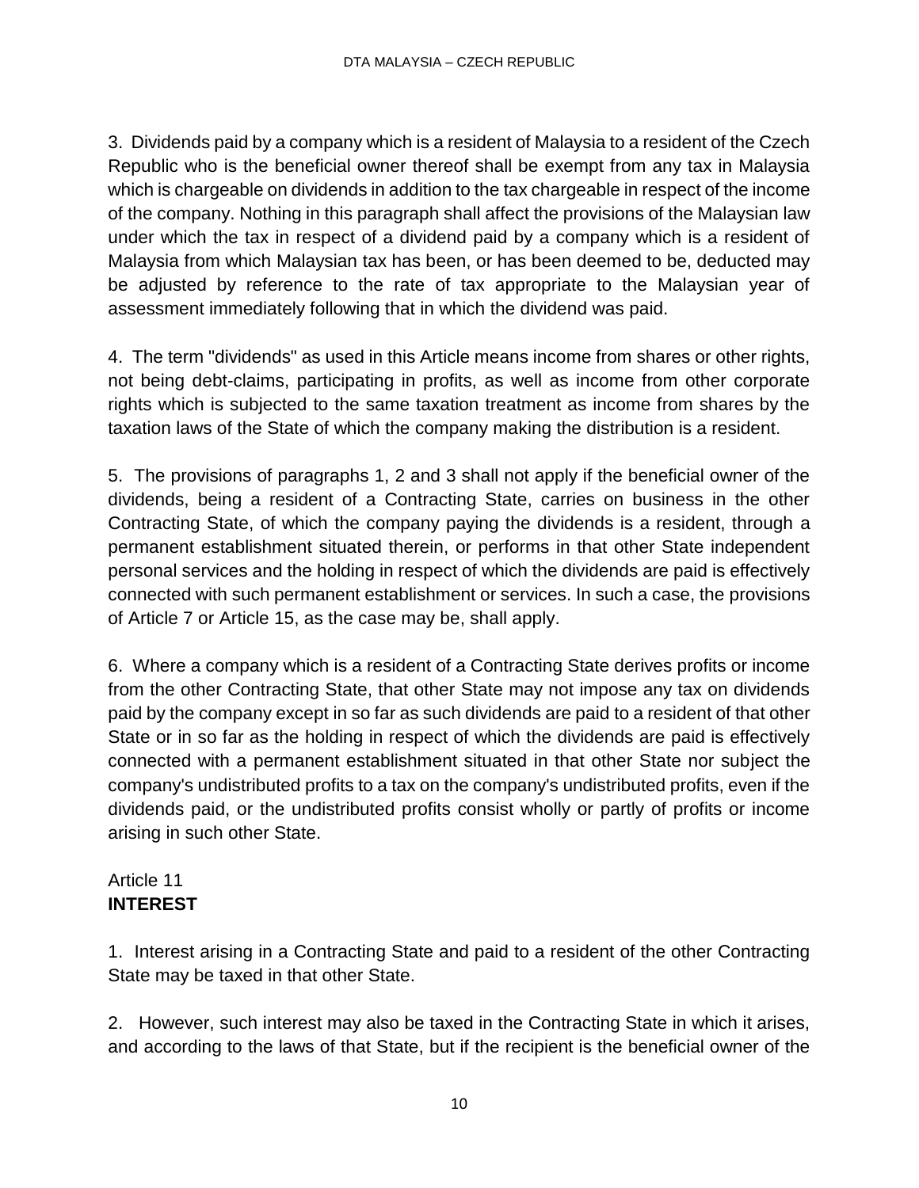3. Dividends paid by a company which is a resident of Malaysia to a resident of the Czech Republic who is the beneficial owner thereof shall be exempt from any tax in Malaysia which is chargeable on dividends in addition to the tax chargeable in respect of the income of the company. Nothing in this paragraph shall affect the provisions of the Malaysian law under which the tax in respect of a dividend paid by a company which is a resident of Malaysia from which Malaysian tax has been, or has been deemed to be, deducted may be adjusted by reference to the rate of tax appropriate to the Malaysian year of assessment immediately following that in which the dividend was paid.

4. The term "dividends" as used in this Article means income from shares or other rights, not being debt-claims, participating in profits, as well as income from other corporate rights which is subjected to the same taxation treatment as income from shares by the taxation laws of the State of which the company making the distribution is a resident.

5. The provisions of paragraphs 1, 2 and 3 shall not apply if the beneficial owner of the dividends, being a resident of a Contracting State, carries on business in the other Contracting State, of which the company paying the dividends is a resident, through a permanent establishment situated therein, or performs in that other State independent personal services and the holding in respect of which the dividends are paid is effectively connected with such permanent establishment or services. In such a case, the provisions of Article 7 or Article 15, as the case may be, shall apply.

6. Where a company which is a resident of a Contracting State derives profits or income from the other Contracting State, that other State may not impose any tax on dividends paid by the company except in so far as such dividends are paid to a resident of that other State or in so far as the holding in respect of which the dividends are paid is effectively connected with a permanent establishment situated in that other State nor subject the company's undistributed profits to a tax on the company's undistributed profits, even if the dividends paid, or the undistributed profits consist wholly or partly of profits or income arising in such other State.

## Article 11
## **INTEREST**

1. Interest arising in a Contracting State and paid to a resident of the other Contracting State may be taxed in that other State.

2. However, such interest may also be taxed in the Contracting State in which it arises, and according to the laws of that State, but if the recipient is the beneficial owner of the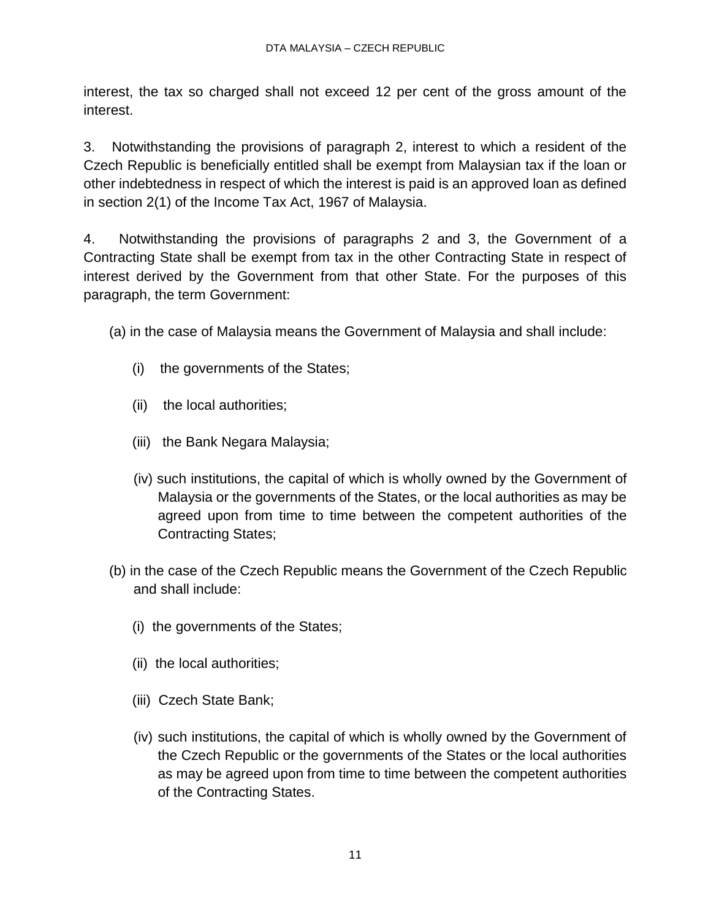interest, the tax so charged shall not exceed 12 per cent of the gross amount of the interest.

3. Notwithstanding the provisions of paragraph 2, interest to which a resident of the Czech Republic is beneficially entitled shall be exempt from Malaysian tax if the loan or other indebtedness in respect of which the interest is paid is an approved loan as defined in section 2(1) of the Income Tax Act, 1967 of Malaysia.

4. Notwithstanding the provisions of paragraphs 2 and 3, the Government of a Contracting State shall be exempt from tax in the other Contracting State in respect of interest derived by the Government from that other State. For the purposes of this paragraph, the term Government:

(a) in the case of Malaysia means the Government of Malaysia and shall include:

- (i) the governments of the States;
- (ii) the local authorities;
- (iii) the Bank Negara Malaysia;
- (iv) such institutions, the capital of which is wholly owned by the Government of Malaysia or the governments of the States, or the local authorities as may be agreed upon from time to time between the competent authorities of the Contracting States;

(b) in the case of the Czech Republic means the Government of the Czech Republic and shall include:

- (i) the governments of the States;
- (ii) the local authorities;
- (iii) Czech State Bank;
- (iv) such institutions, the capital of which is wholly owned by the Government of the Czech Republic or the governments of the States or the local authorities as may be agreed upon from time to time between the competent authorities of the Contracting States.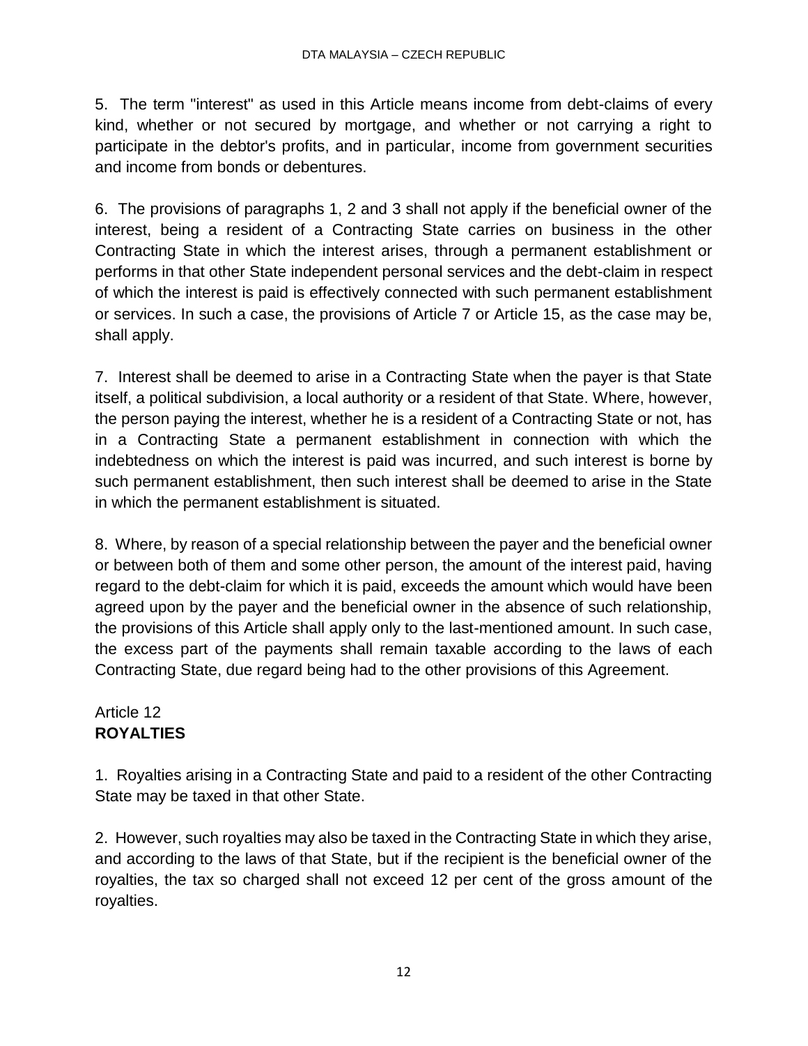5. The term "interest" as used in this Article means income from debt-claims of every kind, whether or not secured by mortgage, and whether or not carrying a right to participate in the debtor's profits, and in particular, income from government securities and income from bonds or debentures.

6. The provisions of paragraphs 1, 2 and 3 shall not apply if the beneficial owner of the interest, being a resident of a Contracting State carries on business in the other Contracting State in which the interest arises, through a permanent establishment or performs in that other State independent personal services and the debt-claim in respect of which the interest is paid is effectively connected with such permanent establishment or services. In such a case, the provisions of Article 7 or Article 15, as the case may be, shall apply.

7. Interest shall be deemed to arise in a Contracting State when the payer is that State itself, a political subdivision, a local authority or a resident of that State. Where, however, the person paying the interest, whether he is a resident of a Contracting State or not, has in a Contracting State a permanent establishment in connection with which the indebtedness on which the interest is paid was incurred, and such interest is borne by such permanent establishment, then such interest shall be deemed to arise in the State in which the permanent establishment is situated.

8. Where, by reason of a special relationship between the payer and the beneficial owner or between both of them and some other person, the amount of the interest paid, having regard to the debt-claim for which it is paid, exceeds the amount which would have been agreed upon by the payer and the beneficial owner in the absence of such relationship, the provisions of this Article shall apply only to the last-mentioned amount. In such case, the excess part of the payments shall remain taxable according to the laws of each Contracting State, due regard being had to the other provisions of this Agreement.

## Article 12
## **ROYALTIES**

1. Royalties arising in a Contracting State and paid to a resident of the other Contracting State may be taxed in that other State.

2. However, such royalties may also be taxed in the Contracting State in which they arise, and according to the laws of that State, but if the recipient is the beneficial owner of the royalties, the tax so charged shall not exceed 12 per cent of the gross amount of the royalties.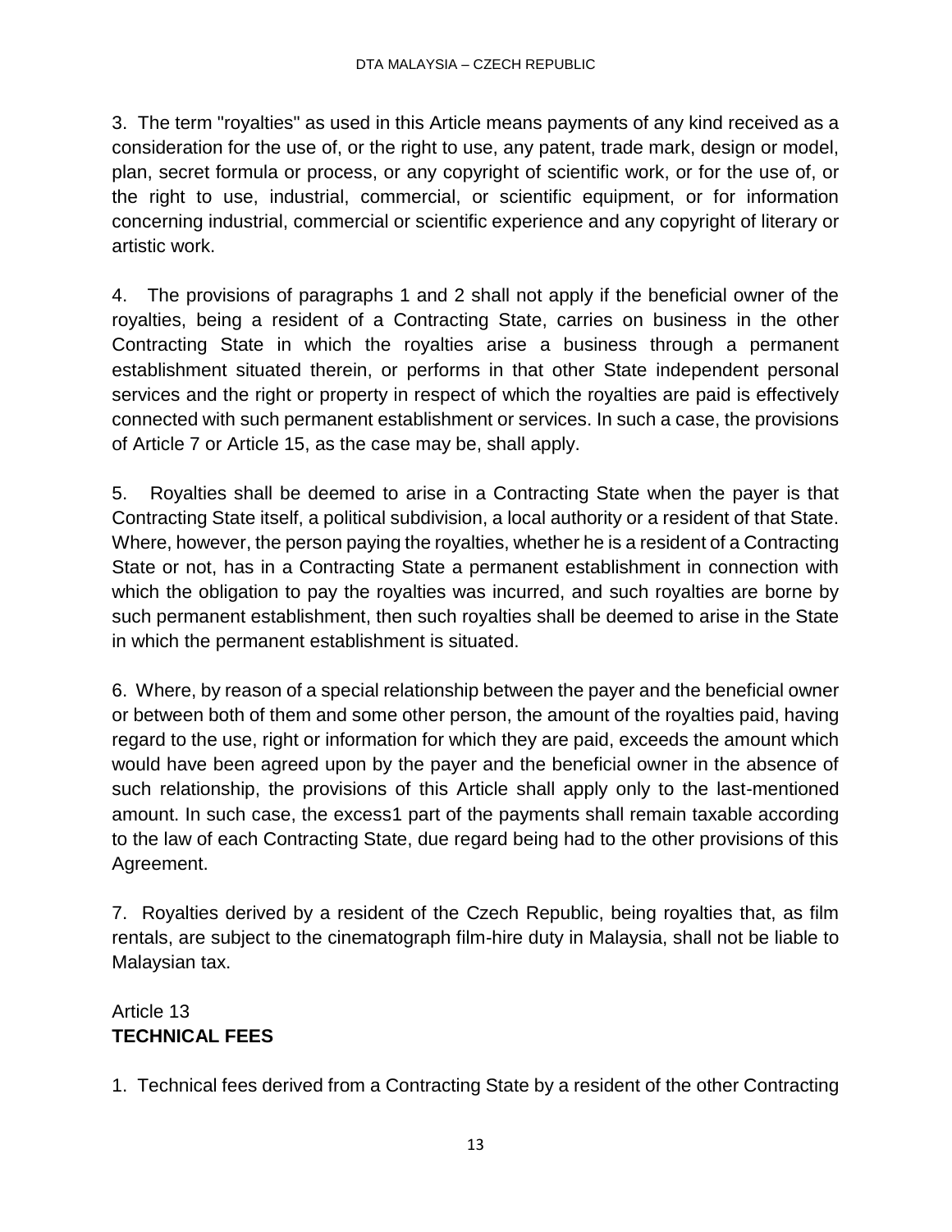3. The term "royalties" as used in this Article means payments of any kind received as a consideration for the use of, or the right to use, any patent, trade mark, design or model, plan, secret formula or process, or any copyright of scientific work, or for the use of, or the right to use, industrial, commercial, or scientific equipment, or for information concerning industrial, commercial or scientific experience and any copyright of literary or artistic work.

4. The provisions of paragraphs 1 and 2 shall not apply if the beneficial owner of the royalties, being a resident of a Contracting State, carries on business in the other Contracting State in which the royalties arise a business through a permanent establishment situated therein, or performs in that other State independent personal services and the right or property in respect of which the royalties are paid is effectively connected with such permanent establishment or services. In such a case, the provisions of Article 7 or Article 15, as the case may be, shall apply.

5. Royalties shall be deemed to arise in a Contracting State when the payer is that Contracting State itself, a political subdivision, a local authority or a resident of that State. Where, however, the person paying the royalties, whether he is a resident of a Contracting State or not, has in a Contracting State a permanent establishment in connection with which the obligation to pay the royalties was incurred, and such royalties are borne by such permanent establishment, then such royalties shall be deemed to arise in the State in which the permanent establishment is situated.

6. Where, by reason of a special relationship between the payer and the beneficial owner or between both of them and some other person, the amount of the royalties paid, having regard to the use, right or information for which they are paid, exceeds the amount which would have been agreed upon by the payer and the beneficial owner in the absence of such relationship, the provisions of this Article shall apply only to the last-mentioned amount. In such case, the excess1 part of the payments shall remain taxable according to the law of each Contracting State, due regard being had to the other provisions of this Agreement.

7. Royalties derived by a resident of the Czech Republic, being royalties that, as film rentals, are subject to the cinematograph film-hire duty in Malaysia, shall not be liable to Malaysian tax.

## Article 13
## **TECHNICAL FEES**

1. Technical fees derived from a Contracting State by a resident of the other Contracting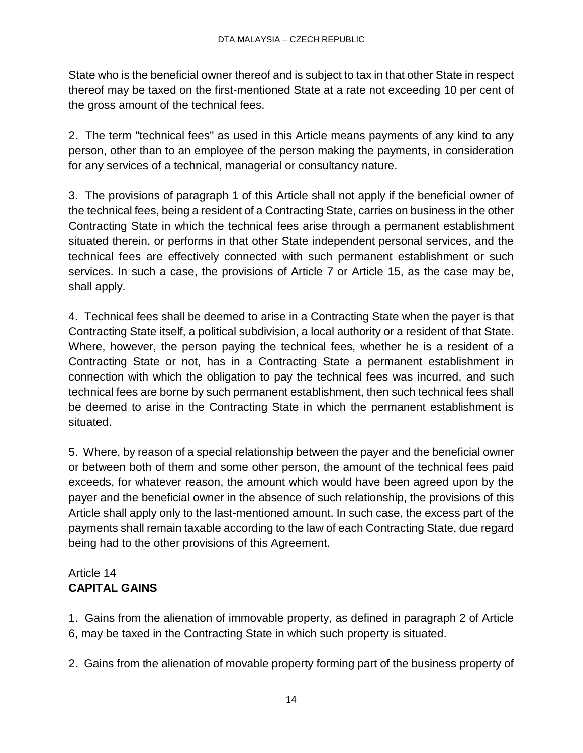State who is the beneficial owner thereof and is subject to tax in that other State in respect thereof may be taxed on the first-mentioned State at a rate not exceeding 10 per cent of the gross amount of the technical fees.

2. The term "technical fees" as used in this Article means payments of any kind to any person, other than to an employee of the person making the payments, in consideration for any services of a technical, managerial or consultancy nature.

3. The provisions of paragraph 1 of this Article shall not apply if the beneficial owner of the technical fees, being a resident of a Contracting State, carries on business in the other Contracting State in which the technical fees arise through a permanent establishment situated therein, or performs in that other State independent personal services, and the technical fees are effectively connected with such permanent establishment or such services. In such a case, the provisions of Article 7 or Article 15, as the case may be, shall apply.

4. Technical fees shall be deemed to arise in a Contracting State when the payer is that Contracting State itself, a political subdivision, a local authority or a resident of that State. Where, however, the person paying the technical fees, whether he is a resident of a Contracting State or not, has in a Contracting State a permanent establishment in connection with which the obligation to pay the technical fees was incurred, and such technical fees are borne by such permanent establishment, then such technical fees shall be deemed to arise in the Contracting State in which the permanent establishment is situated.

5. Where, by reason of a special relationship between the payer and the beneficial owner or between both of them and some other person, the amount of the technical fees paid exceeds, for whatever reason, the amount which would have been agreed upon by the payer and the beneficial owner in the absence of such relationship, the provisions of this Article shall apply only to the last-mentioned amount. In such case, the excess part of the payments shall remain taxable according to the law of each Contracting State, due regard being had to the other provisions of this Agreement.

## Article 14
## **CAPITAL GAINS**

1. Gains from the alienation of immovable property, as defined in paragraph 2 of Article 6, may be taxed in the Contracting State in which such property is situated.

2. Gains from the alienation of movable property forming part of the business property of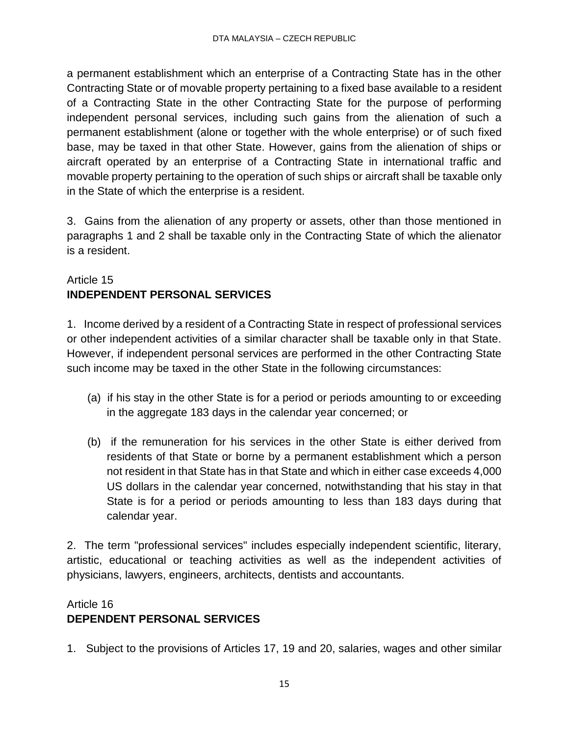a permanent establishment which an enterprise of a Contracting State has in the other Contracting State or of movable property pertaining to a fixed base available to a resident of a Contracting State in the other Contracting State for the purpose of performing independent personal services, including such gains from the alienation of such a permanent establishment (alone or together with the whole enterprise) or of such fixed base, may be taxed in that other State. However, gains from the alienation of ships or aircraft operated by an enterprise of a Contracting State in international traffic and movable property pertaining to the operation of such ships or aircraft shall be taxable only in the State of which the enterprise is a resident.

3. Gains from the alienation of any property or assets, other than those mentioned in paragraphs 1 and 2 shall be taxable only in the Contracting State of which the alienator is a resident.

## Article 15
## **INDEPENDENT PERSONAL SERVICES**

1. Income derived by a resident of a Contracting State in respect of professional services or other independent activities of a similar character shall be taxable only in that State. However, if independent personal services are performed in the other Contracting State such income may be taxed in the other State in the following circumstances:

(a) if his stay in the other State is for a period or periods amounting to or exceeding in the aggregate 183 days in the calendar year concerned; or

(b) if the remuneration for his services in the other State is either derived from residents of that State or borne by a permanent establishment which a person not resident in that State has in that State and which in either case exceeds 4,000 US dollars in the calendar year concerned, notwithstanding that his stay in that State is for a period or periods amounting to less than 183 days during that calendar year.

2. The term "professional services" includes especially independent scientific, literary, artistic, educational or teaching activities as well as the independent activities of physicians, lawyers, engineers, architects, dentists and accountants.

## Article 16
## **DEPENDENT PERSONAL SERVICES**

1. Subject to the provisions of Articles 17, 19 and 20, salaries, wages and other similar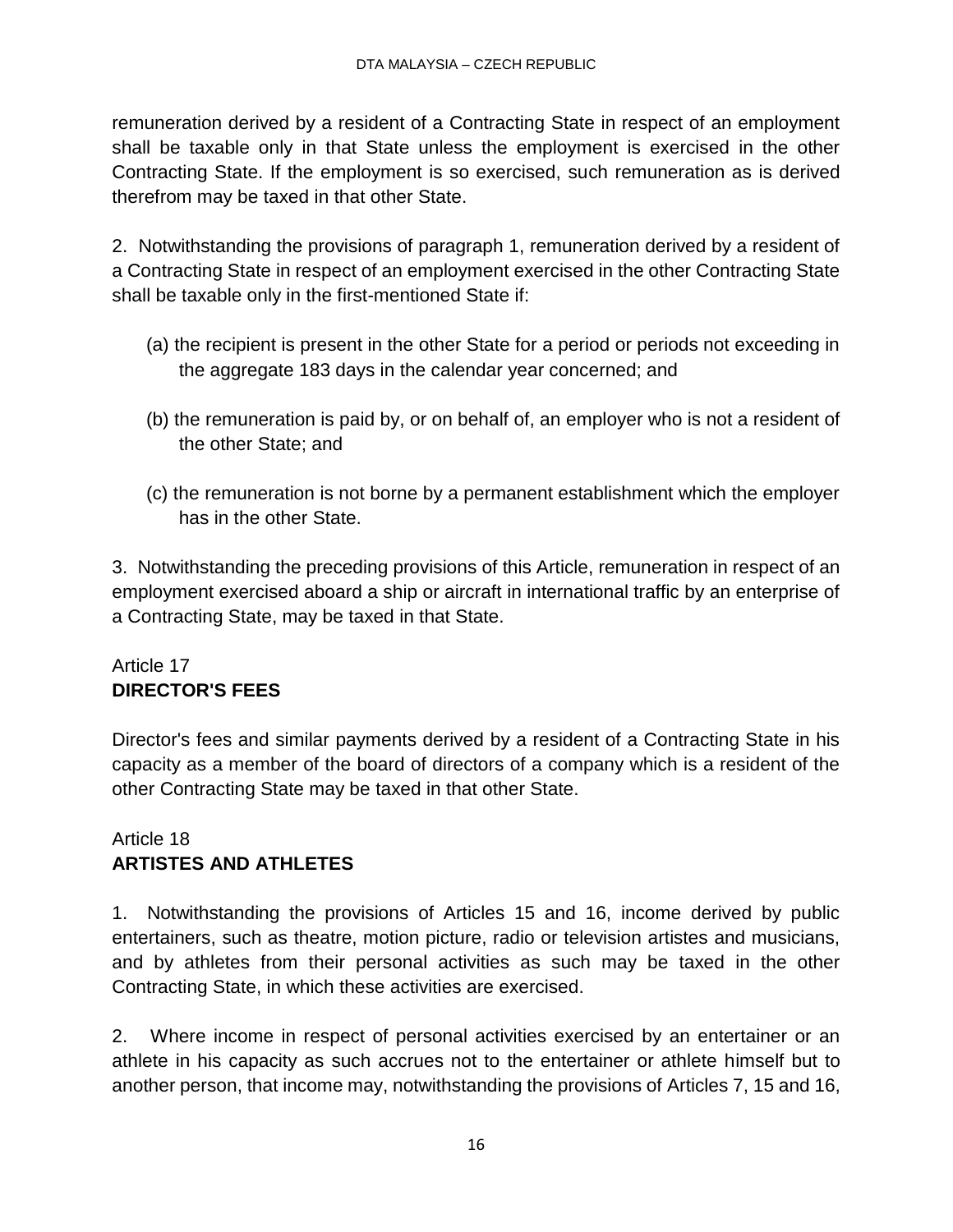remuneration derived by a resident of a Contracting State in respect of an employment shall be taxable only in that State unless the employment is exercised in the other Contracting State. If the employment is so exercised, such remuneration as is derived therefrom may be taxed in that other State.

2. Notwithstanding the provisions of paragraph 1, remuneration derived by a resident of a Contracting State in respect of an employment exercised in the other Contracting State shall be taxable only in the first-mentioned State if:

(a) the recipient is present in the other State for a period or periods not exceeding in the aggregate 183 days in the calendar year concerned; and

(b) the remuneration is paid by, or on behalf of, an employer who is not a resident of the other State; and

(c) the remuneration is not borne by a permanent establishment which the employer has in the other State.

3. Notwithstanding the preceding provisions of this Article, remuneration in respect of an employment exercised aboard a ship or aircraft in international traffic by an enterprise of a Contracting State, may be taxed in that State.

## Article 17
## **DIRECTOR'S FEES**

Director's fees and similar payments derived by a resident of a Contracting State in his capacity as a member of the board of directors of a company which is a resident of the other Contracting State may be taxed in that other State.

## Article 18
## **ARTISTES AND ATHLETES**

1. Notwithstanding the provisions of Articles 15 and 16, income derived by public entertainers, such as theatre, motion picture, radio or television artistes and musicians, and by athletes from their personal activities as such may be taxed in the other Contracting State, in which these activities are exercised.

2. Where income in respect of personal activities exercised by an entertainer or an athlete in his capacity as such accrues not to the entertainer or athlete himself but to another person, that income may, notwithstanding the provisions of Articles 7, 15 and 16,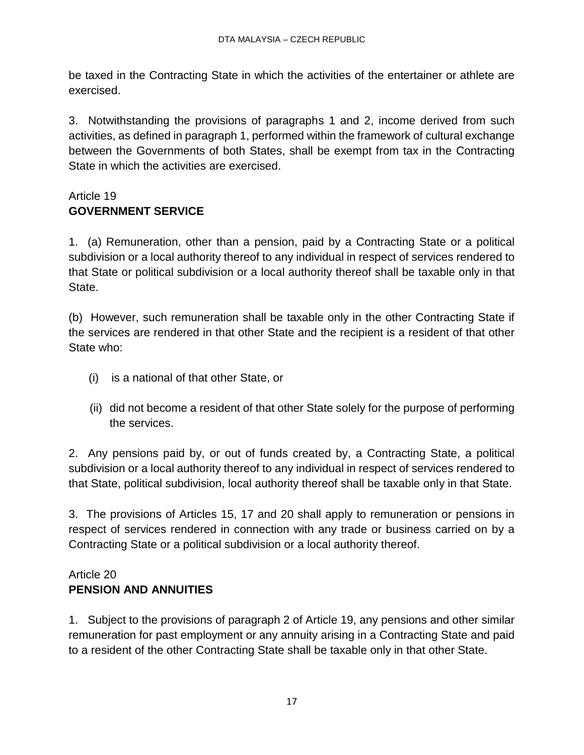be taxed in the Contracting State in which the activities of the entertainer or athlete are exercised.

3. Notwithstanding the provisions of paragraphs 1 and 2, income derived from such activities, as defined in paragraph 1, performed within the framework of cultural exchange between the Governments of both States, shall be exempt from tax in the Contracting State in which the activities are exercised.

## Article 19
## GOVERNMENT SERVICE

1. (a) Remuneration, other than a pension, paid by a Contracting State or a political subdivision or a local authority thereof to any individual in respect of services rendered to that State or political subdivision or a local authority thereof shall be taxable only in that State.

(b) However, such remuneration shall be taxable only in the other Contracting State if the services are rendered in that other State and the recipient is a resident of that other State who:

(i) is a national of that other State, or

(ii) did not become a resident of that other State solely for the purpose of performing the services.

2. Any pensions paid by, or out of funds created by, a Contracting State, a political subdivision or a local authority thereof to any individual in respect of services rendered to that State, political subdivision, local authority thereof shall be taxable only in that State.

3. The provisions of Articles 15, 17 and 20 shall apply to remuneration or pensions in respect of services rendered in connection with any trade or business carried on by a Contracting State or a political subdivision or a local authority thereof.

## Article 20
## PENSION AND ANNUITIES

1. Subject to the provisions of paragraph 2 of Article 19, any pensions and other similar remuneration for past employment or any annuity arising in a Contracting State and paid to a resident of the other Contracting State shall be taxable only in that other State.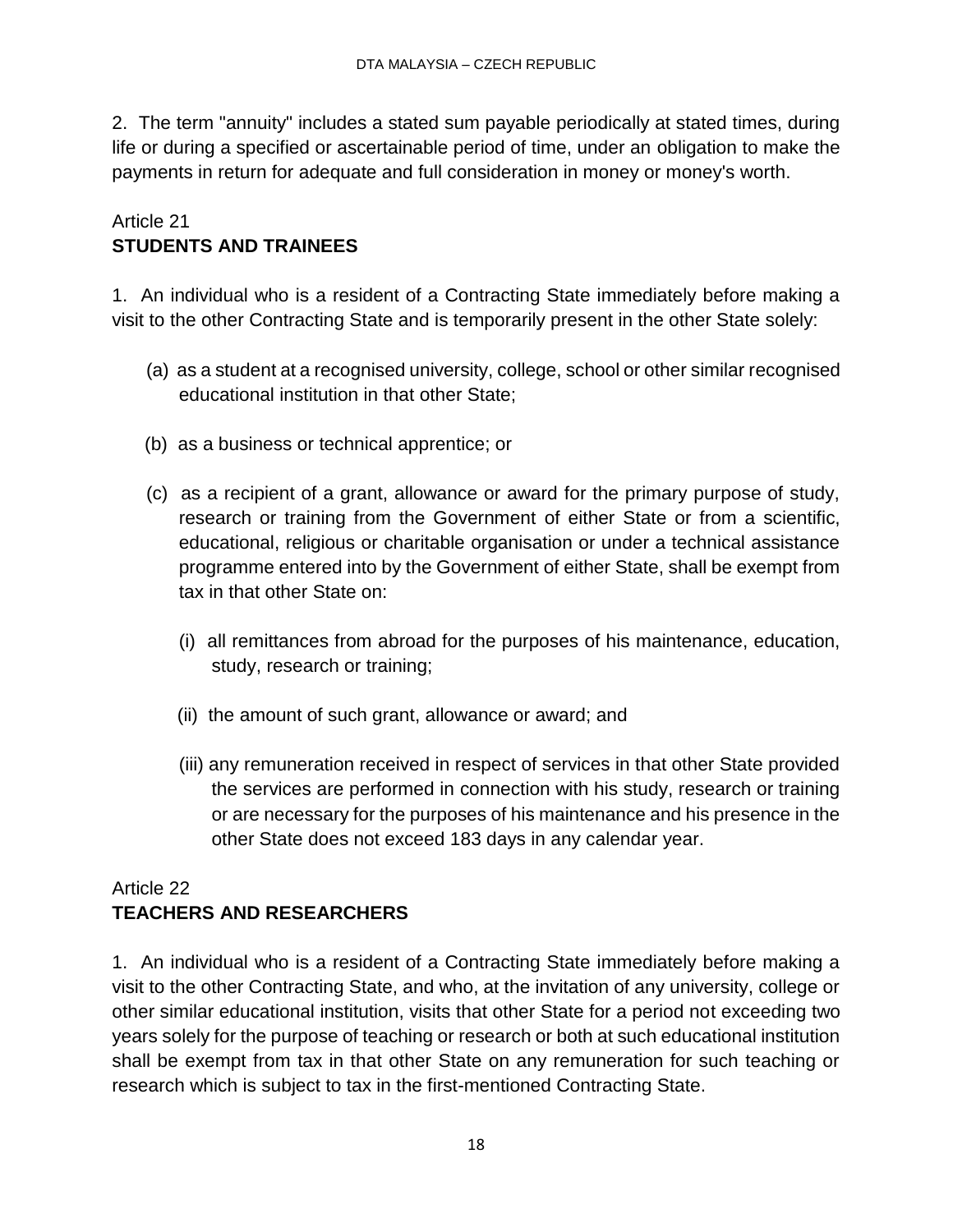2. The term "annuity" includes a stated sum payable periodically at stated times, during life or during a specified or ascertainable period of time, under an obligation to make the payments in return for adequate and full consideration in money or money's worth.

Article 21
**STUDENTS AND TRAINEES**

1. An individual who is a resident of a Contracting State immediately before making a visit to the other Contracting State and is temporarily present in the other State solely:

(a) as a student at a recognised university, college, school or other similar recognised educational institution in that other State;

(b) as a business or technical apprentice; or

(c) as a recipient of a grant, allowance or award for the primary purpose of study, research or training from the Government of either State or from a scientific, educational, religious or charitable organisation or under a technical assistance programme entered into by the Government of either State, shall be exempt from tax in that other State on:

(i) all remittances from abroad for the purposes of his maintenance, education, study, research or training;

(ii) the amount of such grant, allowance or award; and

(iii) any remuneration received in respect of services in that other State provided the services are performed in connection with his study, research or training or are necessary for the purposes of his maintenance and his presence in the other State does not exceed 183 days in any calendar year.

Article 22
**TEACHERS AND RESEARCHERS**

1. An individual who is a resident of a Contracting State immediately before making a visit to the other Contracting State, and who, at the invitation of any university, college or other similar educational institution, visits that other State for a period not exceeding two years solely for the purpose of teaching or research or both at such educational institution shall be exempt from tax in that other State on any remuneration for such teaching or research which is subject to tax in the first-mentioned Contracting State.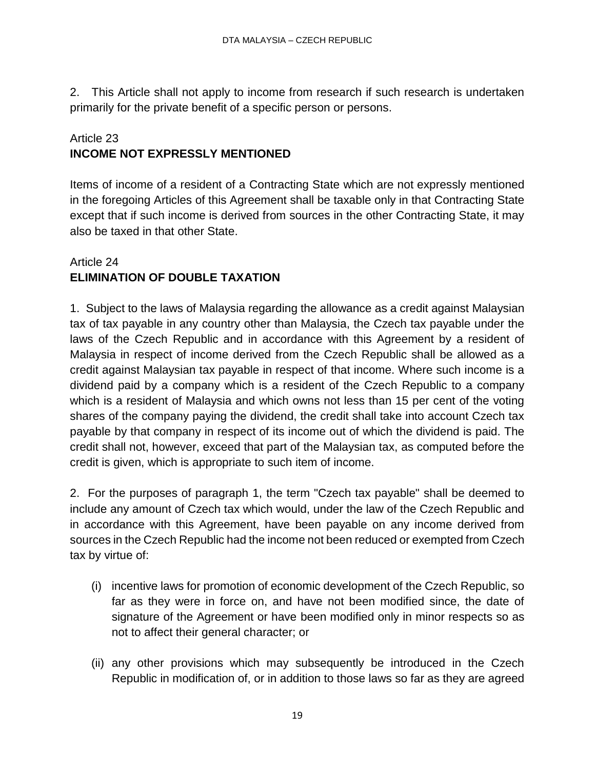2. This Article shall not apply to income from research if such research is undertaken primarily for the private benefit of a specific person or persons.

## Article 23
## INCOME NOT EXPRESSLY MENTIONED

Items of income of a resident of a Contracting State which are not expressly mentioned in the foregoing Articles of this Agreement shall be taxable only in that Contracting State except that if such income is derived from sources in the other Contracting State, it may also be taxed in that other State.

## Article 24
## ELIMINATION OF DOUBLE TAXATION

1. Subject to the laws of Malaysia regarding the allowance as a credit against Malaysian tax of tax payable in any country other than Malaysia, the Czech tax payable under the laws of the Czech Republic and in accordance with this Agreement by a resident of Malaysia in respect of income derived from the Czech Republic shall be allowed as a credit against Malaysian tax payable in respect of that income. Where such income is a dividend paid by a company which is a resident of the Czech Republic to a company which is a resident of Malaysia and which owns not less than 15 per cent of the voting shares of the company paying the dividend, the credit shall take into account Czech tax payable by that company in respect of its income out of which the dividend is paid. The credit shall not, however, exceed that part of the Malaysian tax, as computed before the credit is given, which is appropriate to such item of income.

2. For the purposes of paragraph 1, the term "Czech tax payable" shall be deemed to include any amount of Czech tax which would, under the law of the Czech Republic and in accordance with this Agreement, have been payable on any income derived from sources in the Czech Republic had the income not been reduced or exempted from Czech tax by virtue of:

(i) incentive laws for promotion of economic development of the Czech Republic, so far as they were in force on, and have not been modified since, the date of signature of the Agreement or have been modified only in minor respects so as not to affect their general character; or

(ii) any other provisions which may subsequently be introduced in the Czech Republic in modification of, or in addition to those laws so far as they are agreed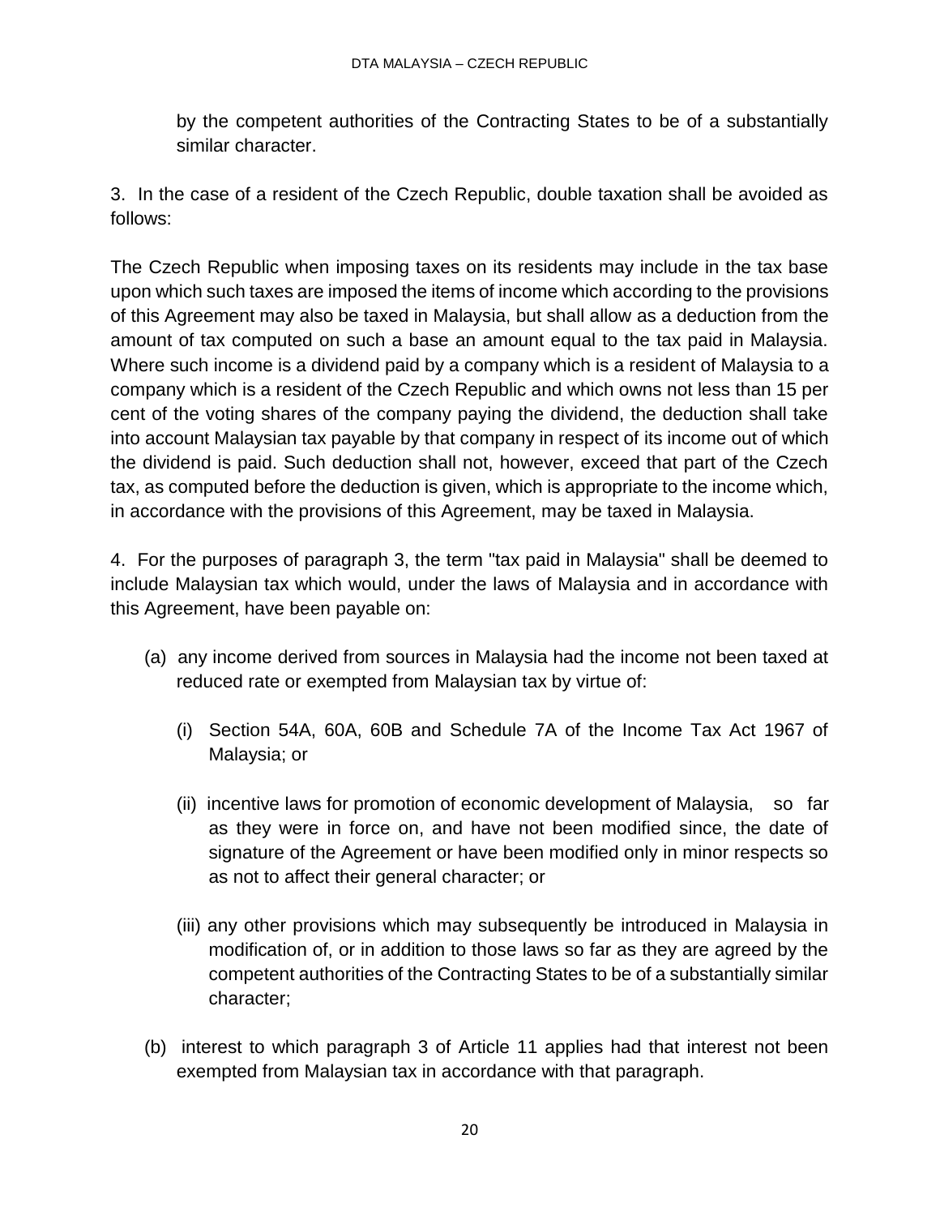by the competent authorities of the Contracting States to be of a substantially similar character.

3. In the case of a resident of the Czech Republic, double taxation shall be avoided as follows:

The Czech Republic when imposing taxes on its residents may include in the tax base upon which such taxes are imposed the items of income which according to the provisions of this Agreement may also be taxed in Malaysia, but shall allow as a deduction from the amount of tax computed on such a base an amount equal to the tax paid in Malaysia. Where such income is a dividend paid by a company which is a resident of Malaysia to a company which is a resident of the Czech Republic and which owns not less than 15 per cent of the voting shares of the company paying the dividend, the deduction shall take into account Malaysian tax payable by that company in respect of its income out of which the dividend is paid. Such deduction shall not, however, exceed that part of the Czech tax, as computed before the deduction is given, which is appropriate to the income which, in accordance with the provisions of this Agreement, may be taxed in Malaysia.

4. For the purposes of paragraph 3, the term "tax paid in Malaysia" shall be deemed to include Malaysian tax which would, under the laws of Malaysia and in accordance with this Agreement, have been payable on:

(a) any income derived from sources in Malaysia had the income not been taxed at reduced rate or exempted from Malaysian tax by virtue of:

   (i) Section 54A, 60A, 60B and Schedule 7A of the Income Tax Act 1967 of Malaysia; or

   (ii) incentive laws for promotion of economic development of Malaysia, so far as they were in force on, and have not been modified since, the date of signature of the Agreement or have been modified only in minor respects so as not to affect their general character; or

   (iii) any other provisions which may subsequently be introduced in Malaysia in modification of, or in addition to those laws so far as they are agreed by the competent authorities of the Contracting States to be of a substantially similar character;

(b) interest to which paragraph 3 of Article 11 applies had that interest not been exempted from Malaysian tax in accordance with that paragraph.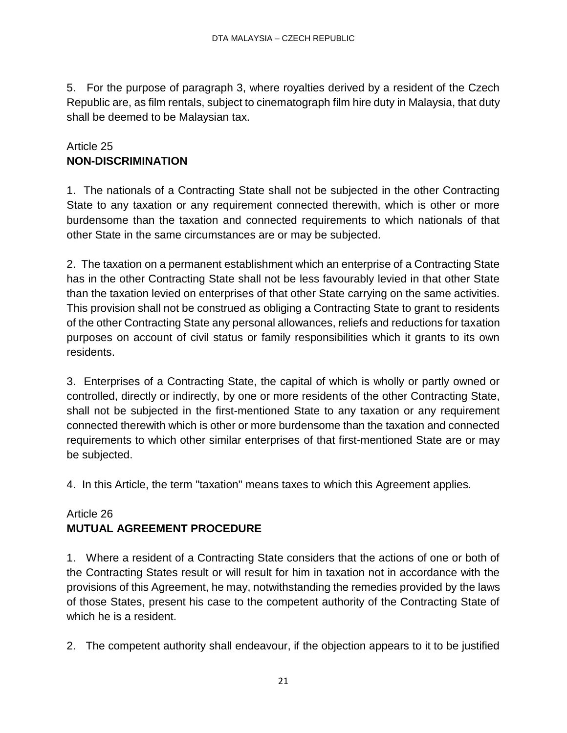5. For the purpose of paragraph 3, where royalties derived by a resident of the Czech Republic are, as film rentals, subject to cinematograph film hire duty in Malaysia, that duty shall be deemed to be Malaysian tax.

## Article 25
## **NON-DISCRIMINATION**

1. The nationals of a Contracting State shall not be subjected in the other Contracting State to any taxation or any requirement connected therewith, which is other or more burdensome than the taxation and connected requirements to which nationals of that other State in the same circumstances are or may be subjected.

2. The taxation on a permanent establishment which an enterprise of a Contracting State has in the other Contracting State shall not be less favourably levied in that other State than the taxation levied on enterprises of that other State carrying on the same activities. This provision shall not be construed as obliging a Contracting State to grant to residents of the other Contracting State any personal allowances, reliefs and reductions for taxation purposes on account of civil status or family responsibilities which it grants to its own residents.

3. Enterprises of a Contracting State, the capital of which is wholly or partly owned or controlled, directly or indirectly, by one or more residents of the other Contracting State, shall not be subjected in the first-mentioned State to any taxation or any requirement connected therewith which is other or more burdensome than the taxation and connected requirements to which other similar enterprises of that first-mentioned State are or may be subjected.

4. In this Article, the term "taxation" means taxes to which this Agreement applies.

## Article 26
## **MUTUAL AGREEMENT PROCEDURE**

1. Where a resident of a Contracting State considers that the actions of one or both of the Contracting States result or will result for him in taxation not in accordance with the provisions of this Agreement, he may, notwithstanding the remedies provided by the laws of those States, present his case to the competent authority of the Contracting State of which he is a resident.

2. The competent authority shall endeavour, if the objection appears to it to be justified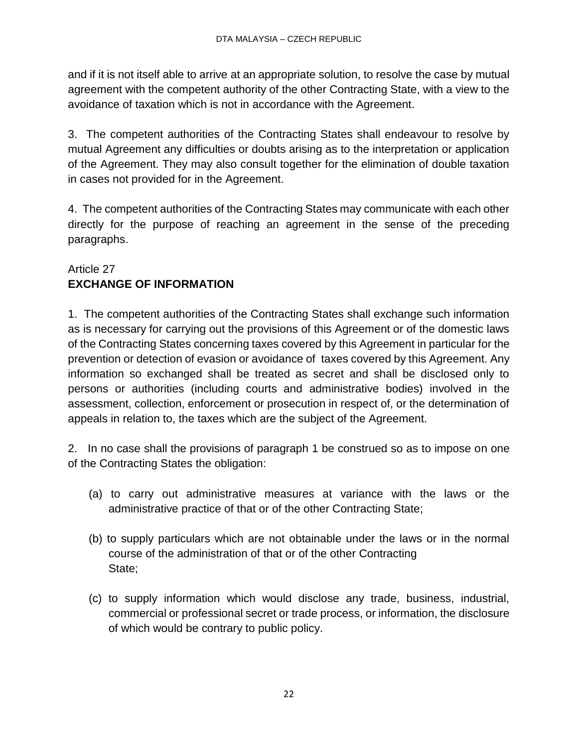and if it is not itself able to arrive at an appropriate solution, to resolve the case by mutual agreement with the competent authority of the other Contracting State, with a view to the avoidance of taxation which is not in accordance with the Agreement.

3. The competent authorities of the Contracting States shall endeavour to resolve by mutual Agreement any difficulties or doubts arising as to the interpretation or application of the Agreement. They may also consult together for the elimination of double taxation in cases not provided for in the Agreement.

4. The competent authorities of the Contracting States may communicate with each other directly for the purpose of reaching an agreement in the sense of the preceding paragraphs.

## Article 27
## **EXCHANGE OF INFORMATION**

1. The competent authorities of the Contracting States shall exchange such information as is necessary for carrying out the provisions of this Agreement or of the domestic laws of the Contracting States concerning taxes covered by this Agreement in particular for the prevention or detection of evasion or avoidance of taxes covered by this Agreement. Any information so exchanged shall be treated as secret and shall be disclosed only to persons or authorities (including courts and administrative bodies) involved in the assessment, collection, enforcement or prosecution in respect of, or the determination of appeals in relation to, the taxes which are the subject of the Agreement.

2. In no case shall the provisions of paragraph 1 be construed so as to impose on one of the Contracting States the obligation:

(a) to carry out administrative measures at variance with the laws or the administrative practice of that or of the other Contracting State;

(b) to supply particulars which are not obtainable under the laws or in the normal course of the administration of that or of the other Contracting State;

(c) to supply information which would disclose any trade, business, industrial, commercial or professional secret or trade process, or information, the disclosure of which would be contrary to public policy.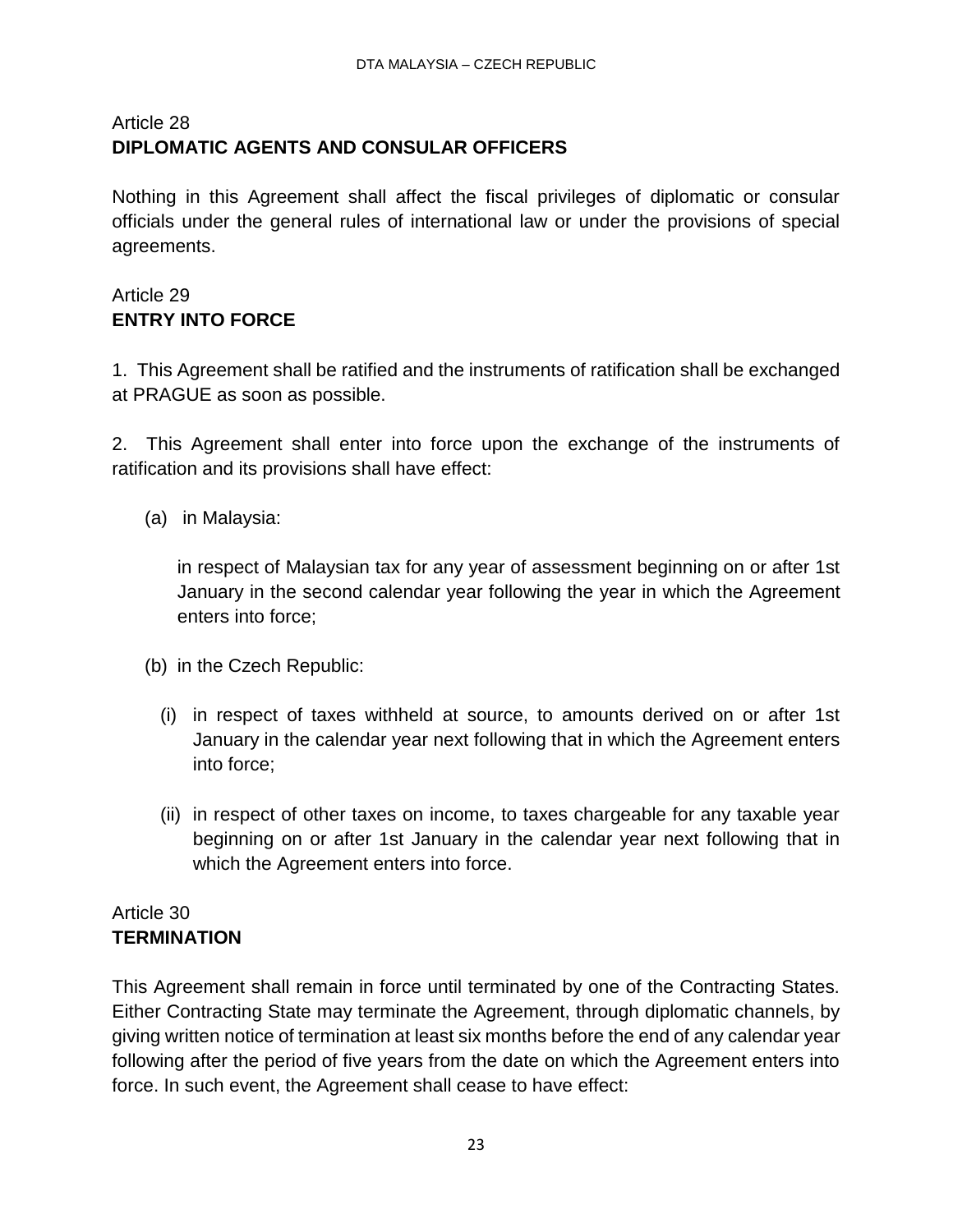## Article 28
**DIPLOMATIC AGENTS AND CONSULAR OFFICERS**

Nothing in this Agreement shall affect the fiscal privileges of diplomatic or consular officials under the general rules of international law or under the provisions of special agreements.

## Article 29
**ENTRY INTO FORCE**

1. This Agreement shall be ratified and the instruments of ratification shall be exchanged at PRAGUE as soon as possible.

2. This Agreement shall enter into force upon the exchange of the instruments of ratification and its provisions shall have effect:

(a) in Malaysia:

in respect of Malaysian tax for any year of assessment beginning on or after 1st January in the second calendar year following the year in which the Agreement enters into force;

(b) in the Czech Republic:

(i) in respect of taxes withheld at source, to amounts derived on or after 1st January in the calendar year next following that in which the Agreement enters into force;

(ii) in respect of other taxes on income, to taxes chargeable for any taxable year beginning on or after 1st January in the calendar year next following that in which the Agreement enters into force.

## Article 30
**TERMINATION**

This Agreement shall remain in force until terminated by one of the Contracting States. Either Contracting State may terminate the Agreement, through diplomatic channels, by giving written notice of termination at least six months before the end of any calendar year following after the period of five years from the date on which the Agreement enters into force. In such event, the Agreement shall cease to have effect: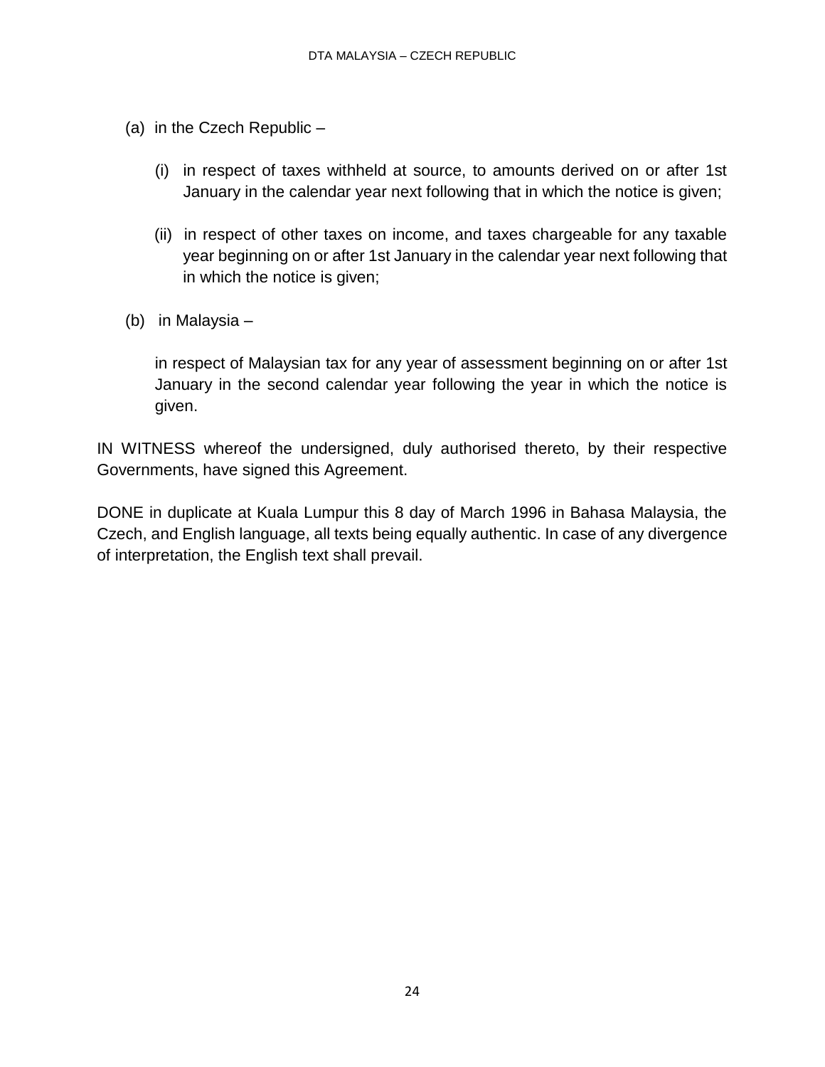(a) in the Czech Republic –

   (i) in respect of taxes withheld at source, to amounts derived on or after 1st January in the calendar year next following that in which the notice is given;

   (ii) in respect of other taxes on income, and taxes chargeable for any taxable year beginning on or after 1st January in the calendar year next following that in which the notice is given;

(b) in Malaysia –

   in respect of Malaysian tax for any year of assessment beginning on or after 1st January in the second calendar year following the year in which the notice is given.

IN WITNESS whereof the undersigned, duly authorised thereto, by their respective Governments, have signed this Agreement.

DONE in duplicate at Kuala Lumpur this 8 day of March 1996 in Bahasa Malaysia, the Czech, and English language, all texts being equally authentic. In case of any divergence of interpretation, the English text shall prevail.